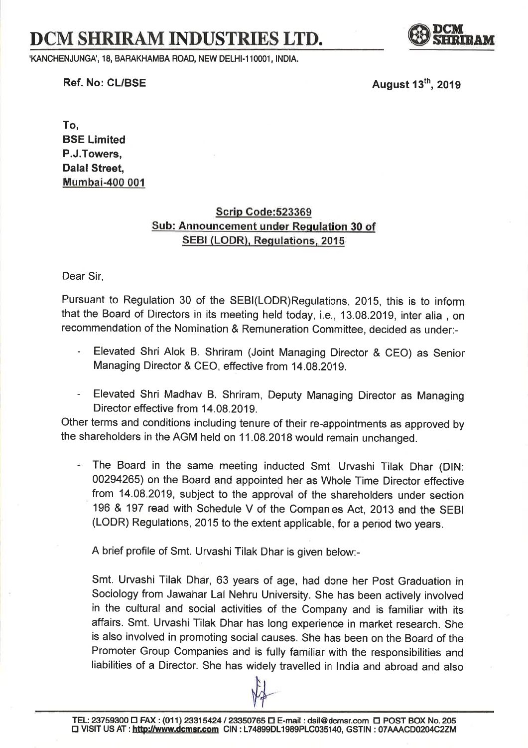# DCM SHRIRAM INDUSTRIES LTD.

'KANCHENJUNGA', 18, BARAKHAMBA ROAD, NEW DELHI-110001, INDIA.

**Ref. No: CL/BSE** **August 13th, 2019**

**To,**
**BSE Limited**
**P.J.Towers,**
**Dalal Street,**
**Mumbai-400 001**

**Scrip Code:523369**
**Sub: Announcement under Regulation 30 of SEBI (LODR), Regulations, 2015**

Dear Sir,

Pursuant to Regulation 30 of the SEBI(LODR)Regulations, 2015, this is to inform that the Board of Directors in its meeting held today, i.e., 13.08.2019, inter alia , on recommendation of the Nomination & Remuneration Committee, decided as under:-

- Elevated Shri Alok B. Shriram (Joint Managing Director & CEO) as Senior Managing Director & CEO, effective from 14.08.2019.
- Elevated Shri Madhav B. Shriram, Deputy Managing Director as Managing Director effective from 14.08.2019.

Other terms and conditions including tenure of their re-appointments as approved by the shareholders in the AGM held on 11.08.2018 would remain unchanged.

- The Board in the same meeting inducted Smt. Urvashi Tilak Dhar (DIN: 00294265) on the Board and appointed her as Whole Time Director effective from 14.08.2019, subject to the approval of the shareholders under section 196 & 197 read with Schedule V of the Companies Act, 2013 and the SEBI (LODR) Regulations, 2015 to the extent applicable, for a period two years.

A brief profile of Smt. Urvashi Tilak Dhar is given below:-

Smt. Urvashi Tilak Dhar, 63 years of age, had done her Post Graduation in Sociology from Jawahar Lal Nehru University. She has been actively involved in the cultural and social activities of the Company and is familiar with its affairs. Smt. Urvashi Tilak Dhar has long experience in market research. She is also involved in promoting social causes. She has been on the Board of the Promoter Group Companies and is fully familiar with the responsibilities and liabilities of a Director. She has widely travelled in India and abroad and also

TEL: 23759300 FAX : (011) 23315424 / 23350765 E-mail : dsil@dcmsr.com POST BOX No. 205
VISIT US AT : http://www.dcmsr.com CIN : L74899DL1989PLC035140, GSTIN : 07AAACD0204C2ZM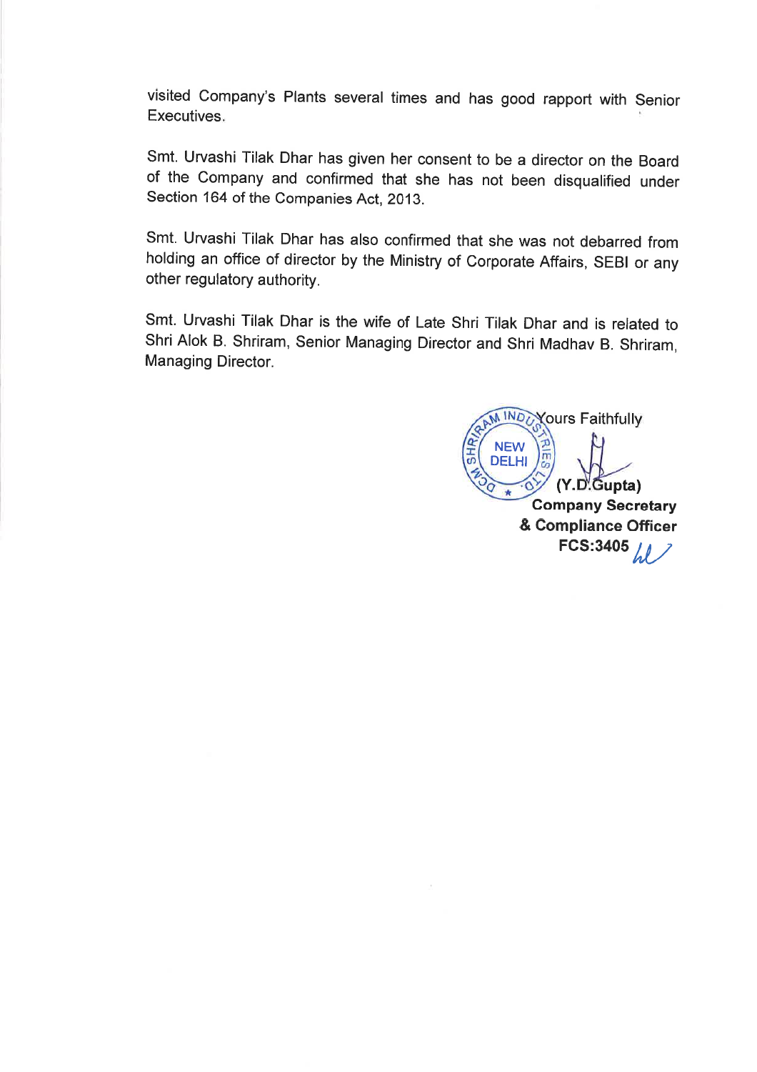visited Company's Plants several times and has good rapport with Senior Executives.

Smt. Urvashi Tilak Dhar has given her consent to be a director on the Board of the Company and confirmed that she has not been disqualified under Section 164 of the Companies Act, 2013.

Smt. Urvashi Tilak Dhar has also confirmed that she was not debarred from holding an office of director by the Ministry of Corporate Affairs, SEBI or any other regulatory authority.

Smt. Urvashi Tilak Dhar is the wife of Late Shri Tilak Dhar and is related to Shri Alok B. Shriram, Senior Managing Director and Shri Madhav B. Shriram, Managing Director.

Yours Faithfully

**(Y.D.Gupta)**
**Company Secretary**
**& Compliance Officer**
**FCS:3405**